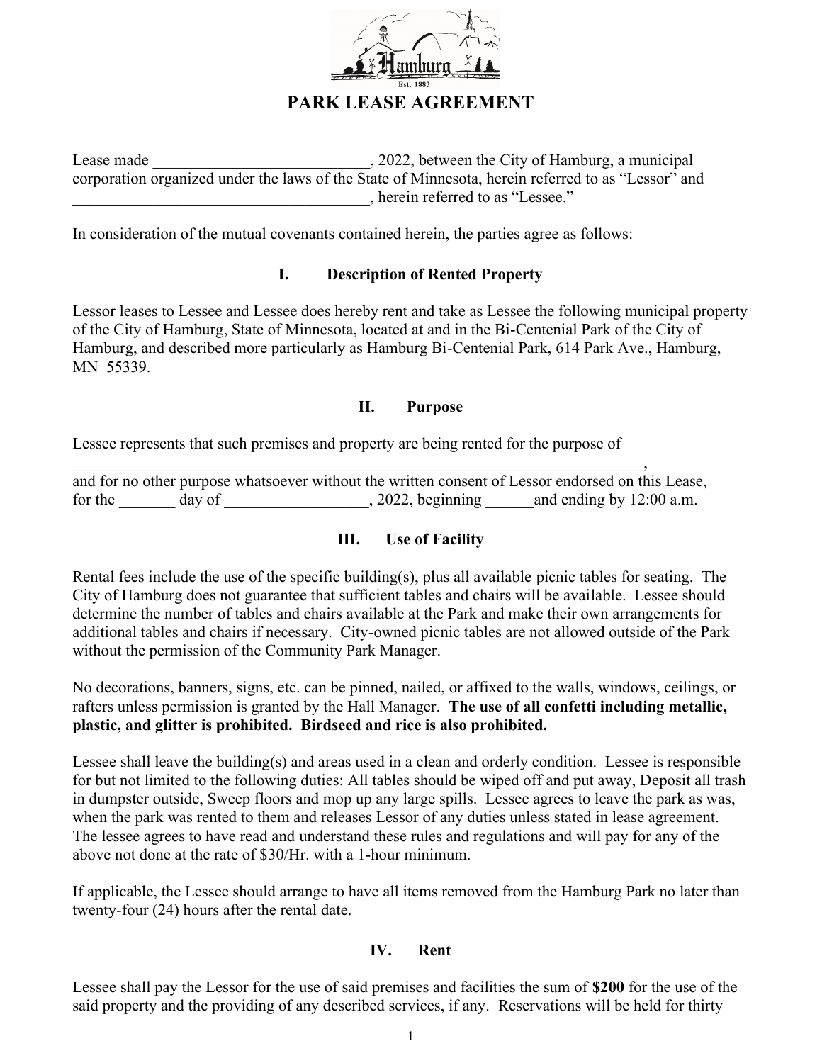# PARK LEASE AGREEMENT

Lease made ___________________________, 2022, between the City of Hamburg, a municipal corporation organized under the laws of the State of Minnesota, herein referred to as "Lessor" and _____________________________________, herein referred to as "Lessee."

In consideration of the mutual covenants contained herein, the parties agree as follows:

## I. Description of Rented Property

Lessor leases to Lessee and Lessee does hereby rent and take as Lessee the following municipal property of the City of Hamburg, State of Minnesota, located at and in the Bi-Centenial Park of the City of Hamburg, and described more particularly as Hamburg Bi-Centenial Park, 614 Park Ave., Hamburg, MN 55339.

## II. Purpose

Lessee represents that such premises and property are being rented for the purpose of
_____________________________________________________________________________, and for no other purpose whatsoever without the written consent of Lessor endorsed on this Lease, for the _______ day of __________________, 2022, beginning ______and ending by 12:00 a.m.

## III. Use of Facility

Rental fees include the use of the specific building(s), plus all available picnic tables for seating. The City of Hamburg does not guarantee that sufficient tables and chairs will be available. Lessee should determine the number of tables and chairs available at the Park and make their own arrangements for additional tables and chairs if necessary. City-owned picnic tables are not allowed outside of the Park without the permission of the Community Park Manager.

No decorations, banners, signs, etc. can be pinned, nailed, or affixed to the walls, windows, ceilings, or rafters unless permission is granted by the Hall Manager. **The use of all confetti including metallic, plastic, and glitter is prohibited. Birdseed and rice is also prohibited.**

Lessee shall leave the building(s) and areas used in a clean and orderly condition. Lessee is responsible for but not limited to the following duties: All tables should be wiped off and put away, Deposit all trash in dumpster outside, Sweep floors and mop up any large spills. Lessee agrees to leave the park as was, when the park was rented to them and releases Lessor of any duties unless stated in lease agreement. The lessee agrees to have read and understand these rules and regulations and will pay for any of the above not done at the rate of $30/Hr. with a 1-hour minimum.

If applicable, the Lessee should arrange to have all items removed from the Hamburg Park no later than twenty-four (24) hours after the rental date.

## IV. Rent

Lessee shall pay the Lessor for the use of said premises and facilities the sum of **$200** for the use of the said property and the providing of any described services, if any. Reservations will be held for thirty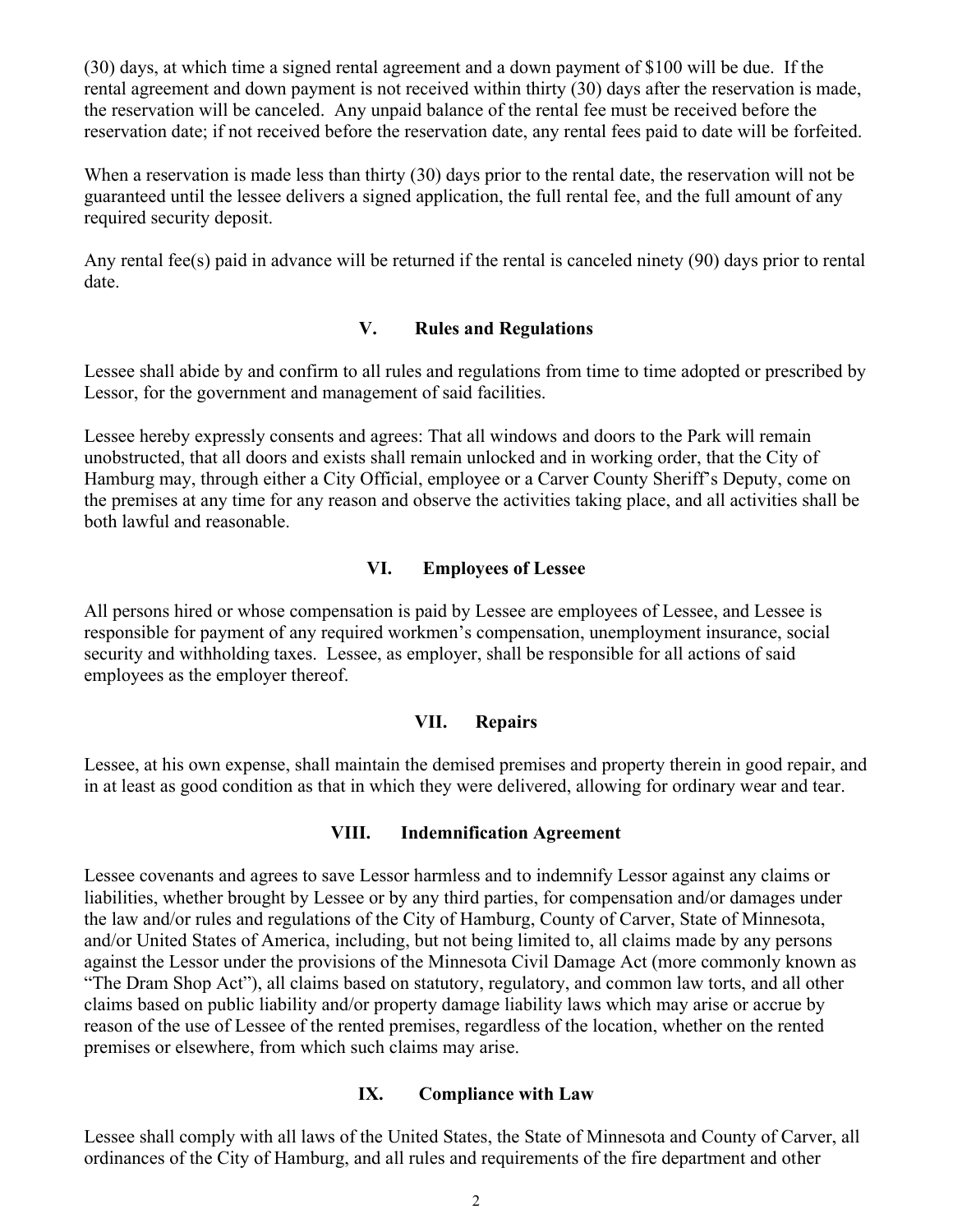(30) days, at which time a signed rental agreement and a down payment of $100 will be due. If the rental agreement and down payment is not received within thirty (30) days after the reservation is made, the reservation will be canceled. Any unpaid balance of the rental fee must be received before the reservation date; if not received before the reservation date, any rental fees paid to date will be forfeited.

When a reservation is made less than thirty (30) days prior to the rental date, the reservation will not be guaranteed until the lessee delivers a signed application, the full rental fee, and the full amount of any required security deposit.

Any rental fee(s) paid in advance will be returned if the rental is canceled ninety (90) days prior to rental date.

## V. Rules and Regulations

Lessee shall abide by and confirm to all rules and regulations from time to time adopted or prescribed by Lessor, for the government and management of said facilities.

Lessee hereby expressly consents and agrees: That all windows and doors to the Park will remain unobstructed, that all doors and exists shall remain unlocked and in working order, that the City of Hamburg may, through either a City Official, employee or a Carver County Sheriff's Deputy, come on the premises at any time for any reason and observe the activities taking place, and all activities shall be both lawful and reasonable.

## VI. Employees of Lessee

All persons hired or whose compensation is paid by Lessee are employees of Lessee, and Lessee is responsible for payment of any required workmen's compensation, unemployment insurance, social security and withholding taxes. Lessee, as employer, shall be responsible for all actions of said employees as the employer thereof.

## VII. Repairs

Lessee, at his own expense, shall maintain the demised premises and property therein in good repair, and in at least as good condition as that in which they were delivered, allowing for ordinary wear and tear.

## VIII. Indemnification Agreement

Lessee covenants and agrees to save Lessor harmless and to indemnify Lessor against any claims or liabilities, whether brought by Lessee or by any third parties, for compensation and/or damages under the law and/or rules and regulations of the City of Hamburg, County of Carver, State of Minnesota, and/or United States of America, including, but not being limited to, all claims made by any persons against the Lessor under the provisions of the Minnesota Civil Damage Act (more commonly known as "The Dram Shop Act"), all claims based on statutory, regulatory, and common law torts, and all other claims based on public liability and/or property damage liability laws which may arise or accrue by reason of the use of Lessee of the rented premises, regardless of the location, whether on the rented premises or elsewhere, from which such claims may arise.

## IX. Compliance with Law

Lessee shall comply with all laws of the United States, the State of Minnesota and County of Carver, all ordinances of the City of Hamburg, and all rules and requirements of the fire department and other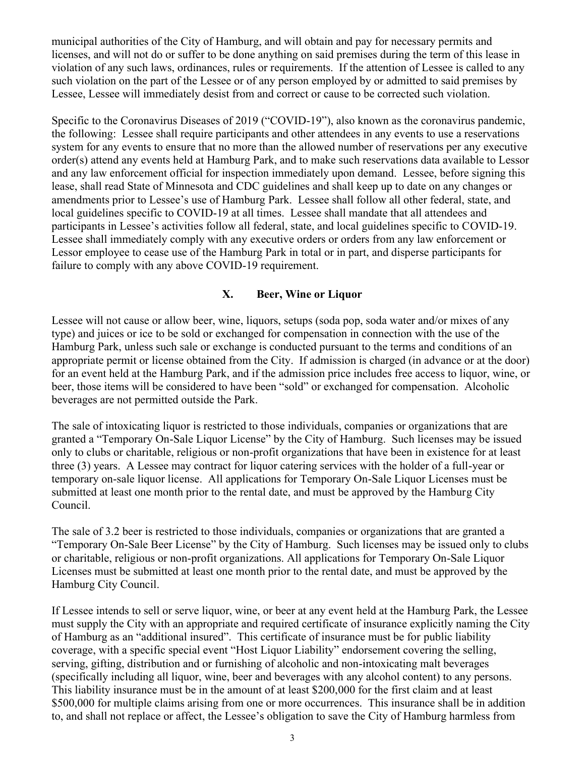municipal authorities of the City of Hamburg, and will obtain and pay for necessary permits and licenses, and will not do or suffer to be done anything on said premises during the term of this lease in violation of any such laws, ordinances, rules or requirements. If the attention of Lessee is called to any such violation on the part of the Lessee or of any person employed by or admitted to said premises by Lessee, Lessee will immediately desist from and correct or cause to be corrected such violation.

Specific to the Coronavirus Diseases of 2019 ("COVID-19"), also known as the coronavirus pandemic, the following: Lessee shall require participants and other attendees in any events to use a reservations system for any events to ensure that no more than the allowed number of reservations per any executive order(s) attend any events held at Hamburg Park, and to make such reservations data available to Lessor and any law enforcement official for inspection immediately upon demand. Lessee, before signing this lease, shall read State of Minnesota and CDC guidelines and shall keep up to date on any changes or amendments prior to Lessee's use of Hamburg Park. Lessee shall follow all other federal, state, and local guidelines specific to COVID-19 at all times. Lessee shall mandate that all attendees and participants in Lessee's activities follow all federal, state, and local guidelines specific to COVID-19. Lessee shall immediately comply with any executive orders or orders from any law enforcement or Lessor employee to cease use of the Hamburg Park in total or in part, and disperse participants for failure to comply with any above COVID-19 requirement.

## X. Beer, Wine or Liquor

Lessee will not cause or allow beer, wine, liquors, setups (soda pop, soda water and/or mixes of any type) and juices or ice to be sold or exchanged for compensation in connection with the use of the Hamburg Park, unless such sale or exchange is conducted pursuant to the terms and conditions of an appropriate permit or license obtained from the City. If admission is charged (in advance or at the door) for an event held at the Hamburg Park, and if the admission price includes free access to liquor, wine, or beer, those items will be considered to have been "sold" or exchanged for compensation. Alcoholic beverages are not permitted outside the Park.

The sale of intoxicating liquor is restricted to those individuals, companies or organizations that are granted a "Temporary On-Sale Liquor License" by the City of Hamburg. Such licenses may be issued only to clubs or charitable, religious or non-profit organizations that have been in existence for at least three (3) years. A Lessee may contract for liquor catering services with the holder of a full-year or temporary on-sale liquor license. All applications for Temporary On-Sale Liquor Licenses must be submitted at least one month prior to the rental date, and must be approved by the Hamburg City Council.

The sale of 3.2 beer is restricted to those individuals, companies or organizations that are granted a "Temporary On-Sale Beer License" by the City of Hamburg. Such licenses may be issued only to clubs or charitable, religious or non-profit organizations. All applications for Temporary On-Sale Liquor Licenses must be submitted at least one month prior to the rental date, and must be approved by the Hamburg City Council.

If Lessee intends to sell or serve liquor, wine, or beer at any event held at the Hamburg Park, the Lessee must supply the City with an appropriate and required certificate of insurance explicitly naming the City of Hamburg as an "additional insured". This certificate of insurance must be for public liability coverage, with a specific special event "Host Liquor Liability" endorsement covering the selling, serving, gifting, distribution and or furnishing of alcoholic and non-intoxicating malt beverages (specifically including all liquor, wine, beer and beverages with any alcohol content) to any persons. This liability insurance must be in the amount of at least $200,000 for the first claim and at least $500,000 for multiple claims arising from one or more occurrences. This insurance shall be in addition to, and shall not replace or affect, the Lessee's obligation to save the City of Hamburg harmless from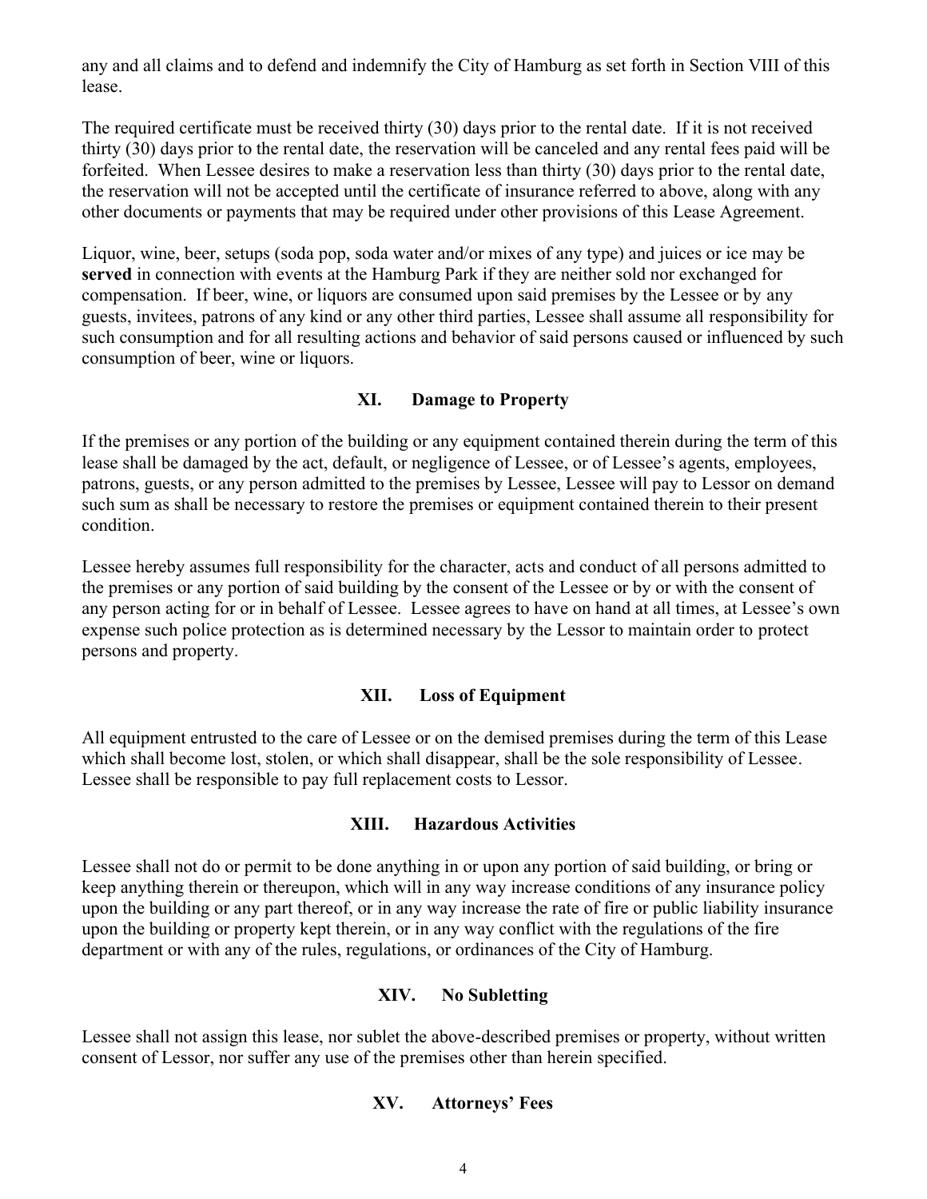any and all claims and to defend and indemnify the City of Hamburg as set forth in Section VIII of this lease.

The required certificate must be received thirty (30) days prior to the rental date. If it is not received thirty (30) days prior to the rental date, the reservation will be canceled and any rental fees paid will be forfeited. When Lessee desires to make a reservation less than thirty (30) days prior to the rental date, the reservation will not be accepted until the certificate of insurance referred to above, along with any other documents or payments that may be required under other provisions of this Lease Agreement.

Liquor, wine, beer, setups (soda pop, soda water and/or mixes of any type) and juices or ice may be **served** in connection with events at the Hamburg Park if they are neither sold nor exchanged for compensation. If beer, wine, or liquors are consumed upon said premises by the Lessee or by any guests, invitees, patrons of any kind or any other third parties, Lessee shall assume all responsibility for such consumption and for all resulting actions and behavior of said persons caused or influenced by such consumption of beer, wine or liquors.

## XI. Damage to Property

If the premises or any portion of the building or any equipment contained therein during the term of this lease shall be damaged by the act, default, or negligence of Lessee, or of Lessee's agents, employees, patrons, guests, or any person admitted to the premises by Lessee, Lessee will pay to Lessor on demand such sum as shall be necessary to restore the premises or equipment contained therein to their present condition.

Lessee hereby assumes full responsibility for the character, acts and conduct of all persons admitted to the premises or any portion of said building by the consent of the Lessee or by or with the consent of any person acting for or in behalf of Lessee. Lessee agrees to have on hand at all times, at Lessee's own expense such police protection as is determined necessary by the Lessor to maintain order to protect persons and property.

## XII. Loss of Equipment

All equipment entrusted to the care of Lessee or on the demised premises during the term of this Lease which shall become lost, stolen, or which shall disappear, shall be the sole responsibility of Lessee. Lessee shall be responsible to pay full replacement costs to Lessor.

## XIII. Hazardous Activities

Lessee shall not do or permit to be done anything in or upon any portion of said building, or bring or keep anything therein or thereupon, which will in any way increase conditions of any insurance policy upon the building or any part thereof, or in any way increase the rate of fire or public liability insurance upon the building or property kept therein, or in any way conflict with the regulations of the fire department or with any of the rules, regulations, or ordinances of the City of Hamburg.

## XIV. No Subletting

Lessee shall not assign this lease, nor sublet the above-described premises or property, without written consent of Lessor, nor suffer any use of the premises other than herein specified.

## XV. Attorneys' Fees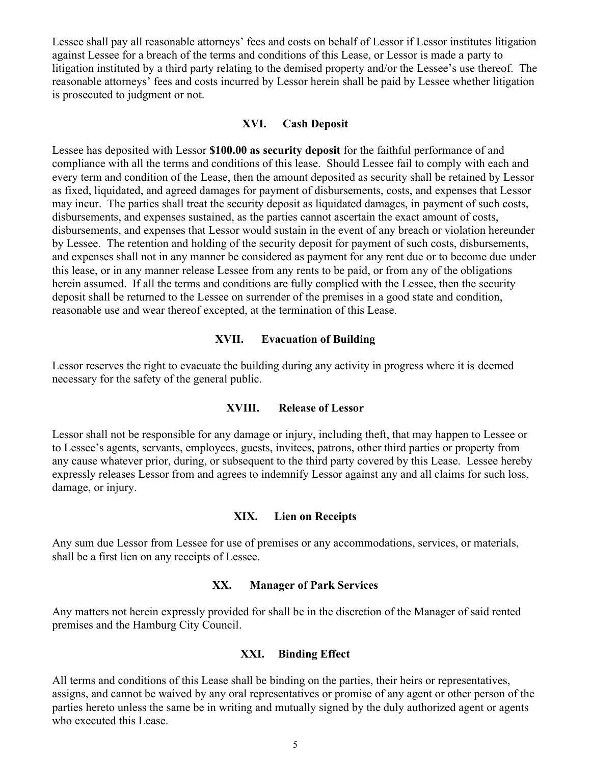Lessee shall pay all reasonable attorneys' fees and costs on behalf of Lessor if Lessor institutes litigation against Lessee for a breach of the terms and conditions of this Lease, or Lessor is made a party to litigation instituted by a third party relating to the demised property and/or the Lessee's use thereof. The reasonable attorneys' fees and costs incurred by Lessor herein shall be paid by Lessee whether litigation is prosecuted to judgment or not.

### XVI. Cash Deposit

Lessee has deposited with Lessor **$100.00 as security deposit** for the faithful performance of and compliance with all the terms and conditions of this lease. Should Lessee fail to comply with each and every term and condition of the Lease, then the amount deposited as security shall be retained by Lessor as fixed, liquidated, and agreed damages for payment of disbursements, costs, and expenses that Lessor may incur. The parties shall treat the security deposit as liquidated damages, in payment of such costs, disbursements, and expenses sustained, as the parties cannot ascertain the exact amount of costs, disbursements, and expenses that Lessor would sustain in the event of any breach or violation hereunder by Lessee. The retention and holding of the security deposit for payment of such costs, disbursements, and expenses shall not in any manner be considered as payment for any rent due or to become due under this lease, or in any manner release Lessee from any rents to be paid, or from any of the obligations herein assumed. If all the terms and conditions are fully complied with the Lessee, then the security deposit shall be returned to the Lessee on surrender of the premises in a good state and condition, reasonable use and wear thereof excepted, at the termination of this Lease.

### XVII. Evacuation of Building

Lessor reserves the right to evacuate the building during any activity in progress where it is deemed necessary for the safety of the general public.

### XVIII. Release of Lessor

Lessor shall not be responsible for any damage or injury, including theft, that may happen to Lessee or to Lessee's agents, servants, employees, guests, invitees, patrons, other third parties or property from any cause whatever prior, during, or subsequent to the third party covered by this Lease. Lessee hereby expressly releases Lessor from and agrees to indemnify Lessor against any and all claims for such loss, damage, or injury.

### XIX. Lien on Receipts

Any sum due Lessor from Lessee for use of premises or any accommodations, services, or materials, shall be a first lien on any receipts of Lessee.

### XX. Manager of Park Services

Any matters not herein expressly provided for shall be in the discretion of the Manager of said rented premises and the Hamburg City Council.

### XXI. Binding Effect

All terms and conditions of this Lease shall be binding on the parties, their heirs or representatives, assigns, and cannot be waived by any oral representatives or promise of any agent or other person of the parties hereto unless the same be in writing and mutually signed by the duly authorized agent or agents who executed this Lease.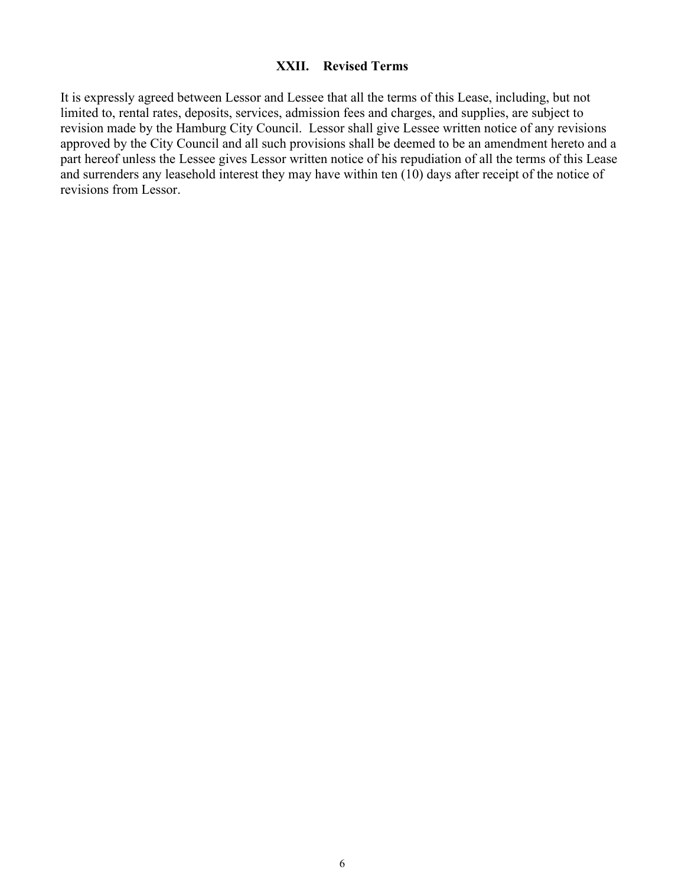## XXII. Revised Terms

It is expressly agreed between Lessor and Lessee that all the terms of this Lease, including, but not limited to, rental rates, deposits, services, admission fees and charges, and supplies, are subject to revision made by the Hamburg City Council. Lessor shall give Lessee written notice of any revisions approved by the City Council and all such provisions shall be deemed to be an amendment hereto and a part hereof unless the Lessee gives Lessor written notice of his repudiation of all the terms of this Lease and surrenders any leasehold interest they may have within ten (10) days after receipt of the notice of revisions from Lessor.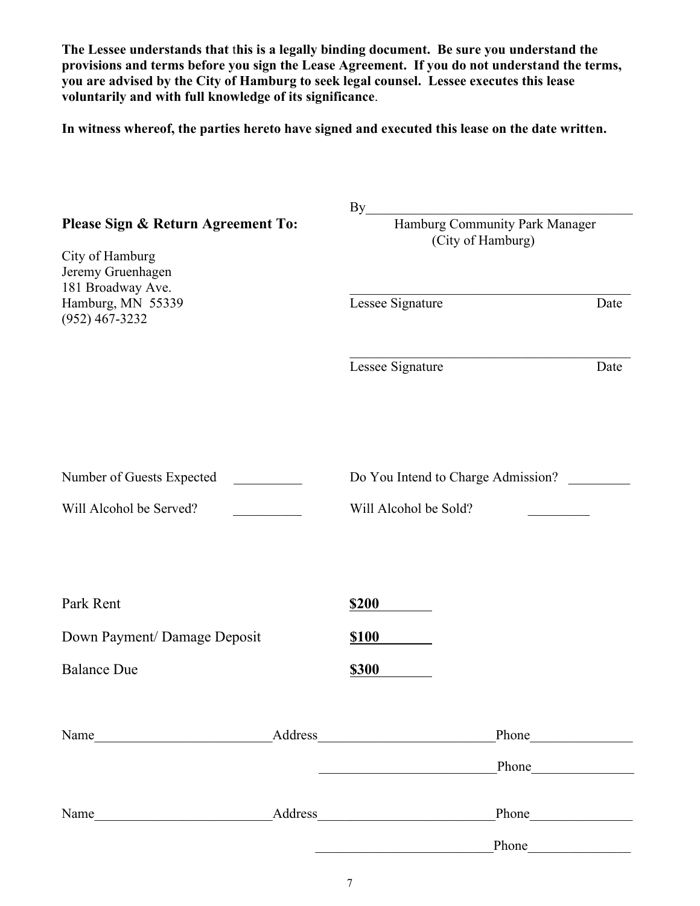**The Lessee understands that this is a legally binding document. Be sure you understand the provisions and terms before you sign the Lease Agreement. If you do not understand the terms, you are advised by the City of Hamburg to seek legal counsel. Lessee executes this lease voluntarily and with full knowledge of its significance**.

**In witness whereof, the parties hereto have signed and executed this lease on the date written.**

**Please Sign & Return Agreement To:**

City of Hamburg
Jeremy Gruenhagen
181 Broadway Ave.
Hamburg, MN 55339
(952) 467-3232

By_______________________________________
Hamburg Community Park Manager
(City of Hamburg)

_______________________________________
Lessee Signature                                        Date

_______________________________________
Lessee Signature                                        Date

Number of Guests Expected __________

Will Alcohol be Served? __________

Do You Intend to Charge Admission? _________

Will Alcohol be Sold? _________

| | |
|---|---|
| Park Rent | **$200** |
| Down Payment/ Damage Deposit | **$100** |
| Balance Due | **$300** |

Name_________________________Address_________________________Phone_______________

_________________________Phone_______________

Name_________________________Address_________________________Phone_______________

_________________________Phone_______________